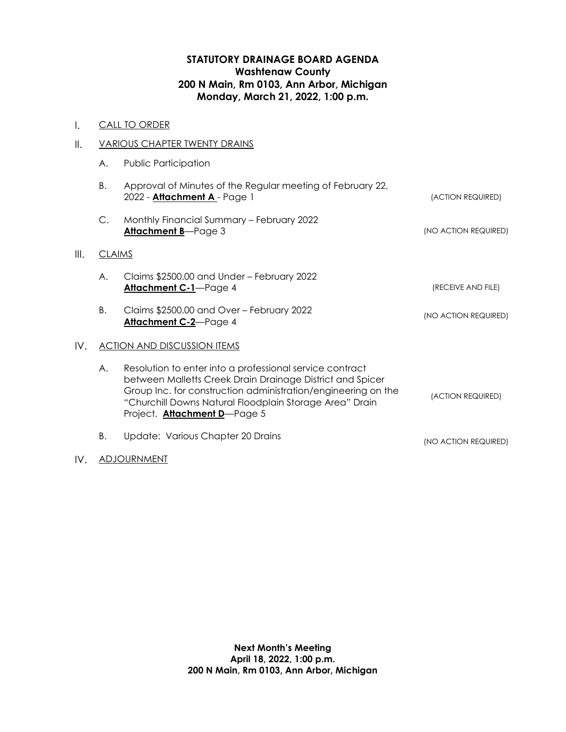# STATUTORY DRAINAGE BOARD AGENDA
## Washtenaw County
## 200 N Main, Rm 0103, Ann Arbor, Michigan
## Monday, March 21, 2022, 1:00 p.m.

I. CALL TO ORDER

II. VARIOUS CHAPTER TWENTY DRAINS

A. Public Participation

B. Approval of Minutes of the Regular meeting of February 22, 2022 - **Attachment A** - Page 1 (ACTION REQUIRED)

C. Monthly Financial Summary – February 2022 **Attachment B**—Page 3 (NO ACTION REQUIRED)

III. CLAIMS

A. Claims $2500.00 and Under – February 2022 **Attachment C-1**—Page 4 (RECEIVE AND FILE)

B. Claims $2500.00 and Over – February 2022 **Attachment C-2**—Page 4 (NO ACTION REQUIRED)

IV. ACTION AND DISCUSSION ITEMS

A. Resolution to enter into a professional service contract between Malletts Creek Drain Drainage District and Spicer Group Inc. for construction administration/engineering on the "Churchill Downs Natural Floodplain Storage Area" Drain Project. **Attachment D**—Page 5 (ACTION REQUIRED)

B. Update: Various Chapter 20 Drains (NO ACTION REQUIRED)

IV. ADJOURNMENT

**Next Month's Meeting**
**April 18, 2022, 1:00 p.m.**
**200 N Main, Rm 0103, Ann Arbor, Michigan**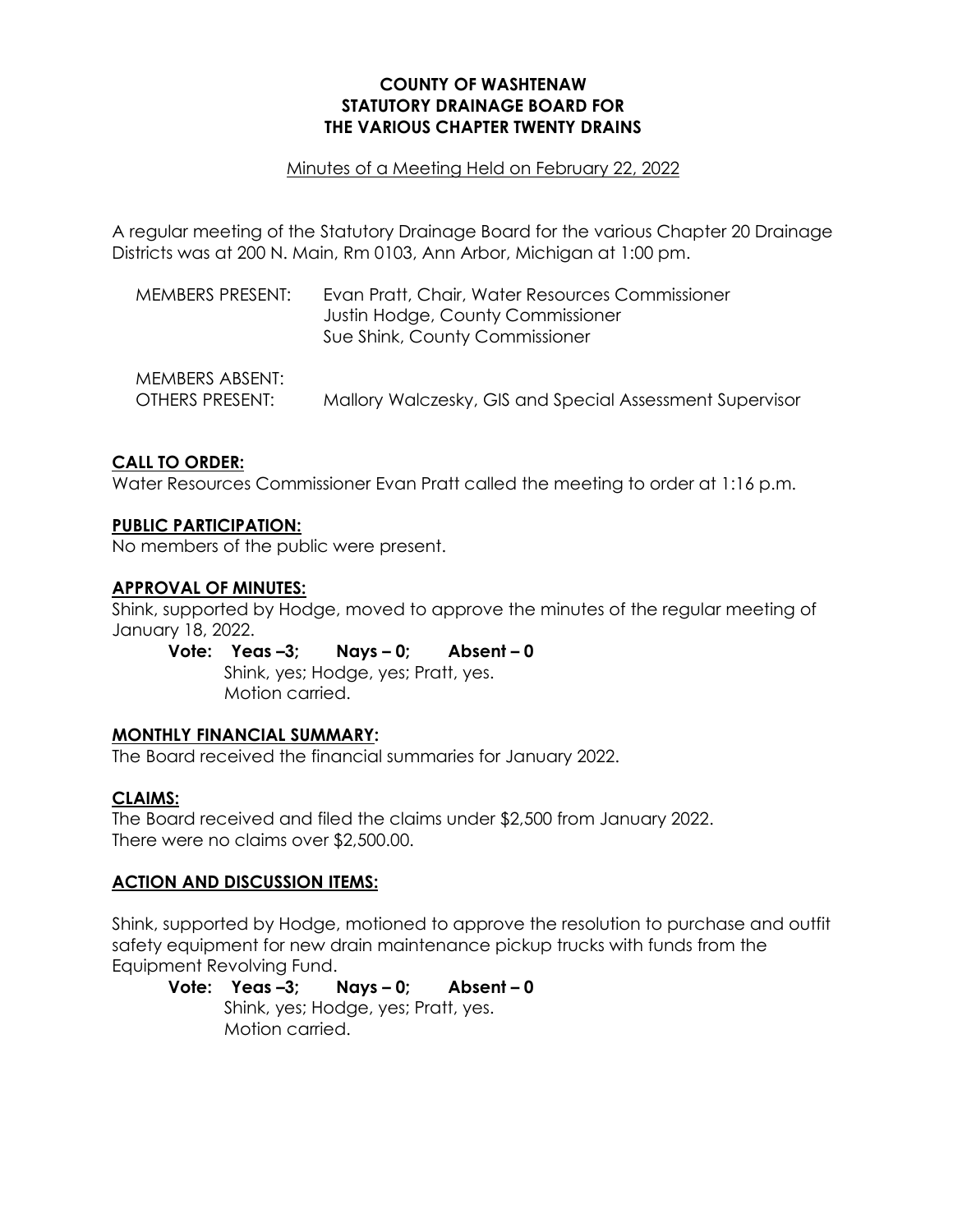**COUNTY OF WASHTENAW**
**STATUTORY DRAINAGE BOARD FOR**
**THE VARIOUS CHAPTER TWENTY DRAINS**

Minutes of a Meeting Held on February 22, 2022

A regular meeting of the Statutory Drainage Board for the various Chapter 20 Drainage Districts was at 200 N. Main, Rm 0103, Ann Arbor, Michigan at 1:00 pm.

| | |
|---|---|
| MEMBERS PRESENT: | Evan Pratt, Chair, Water Resources Commissioner<br>Justin Hodge, County Commissioner<br>Sue Shink, County Commissioner |
| MEMBERS ABSENT: | |
| OTHERS PRESENT: | Mallory Walczesky, GIS and Special Assessment Supervisor |

**CALL TO ORDER:**

Water Resources Commissioner Evan Pratt called the meeting to order at 1:16 p.m.

**PUBLIC PARTICIPATION:**

No members of the public were present.

**APPROVAL OF MINUTES:**

Shink, supported by Hodge, moved to approve the minutes of the regular meeting of January 18, 2022.

**Vote: Yeas –3; Nays – 0; Absent – 0**
Shink, yes; Hodge, yes; Pratt, yes.
Motion carried.

**MONTHLY FINANCIAL SUMMARY:**

The Board received the financial summaries for January 2022.

**CLAIMS:**

The Board received and filed the claims under $2,500 from January 2022.
There were no claims over $2,500.00.

**ACTION AND DISCUSSION ITEMS:**

Shink, supported by Hodge, motioned to approve the resolution to purchase and outfit safety equipment for new drain maintenance pickup trucks with funds from the Equipment Revolving Fund.

**Vote: Yeas –3; Nays – 0; Absent – 0**
Shink, yes; Hodge, yes; Pratt, yes.
Motion carried.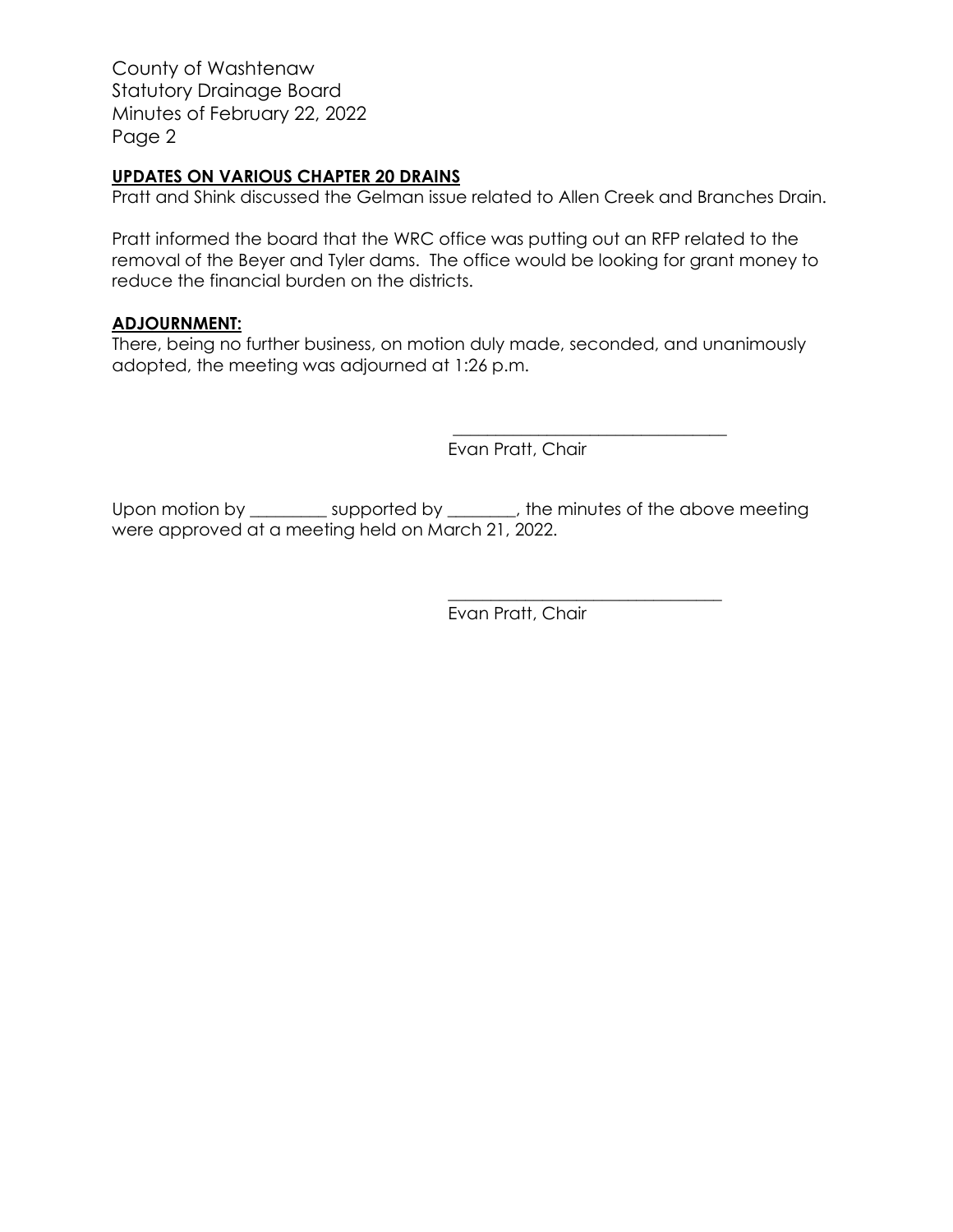**UPDATES ON VARIOUS CHAPTER 20 DRAINS**

Pratt and Shink discussed the Gelman issue related to Allen Creek and Branches Drain.

Pratt informed the board that the WRC office was putting out an RFP related to the removal of the Beyer and Tyler dams. The office would be looking for grant money to reduce the financial burden on the districts.

**ADJOURNMENT:**

There, being no further business, on motion duly made, seconded, and unanimously adopted, the meeting was adjourned at 1:26 p.m.

\_\_\_\_\_\_\_\_\_\_\_\_\_\_\_\_\_\_\_\_\_\_\_\_\_\_\_\_\_\_\_\_

Evan Pratt, Chair

Upon motion by _________ supported by ________, the minutes of the above meeting were approved at a meeting held on March 21, 2022.

\_\_\_\_\_\_\_\_\_\_\_\_\_\_\_\_\_\_\_\_\_\_\_\_\_\_\_\_\_\_\_\_

Evan Pratt, Chair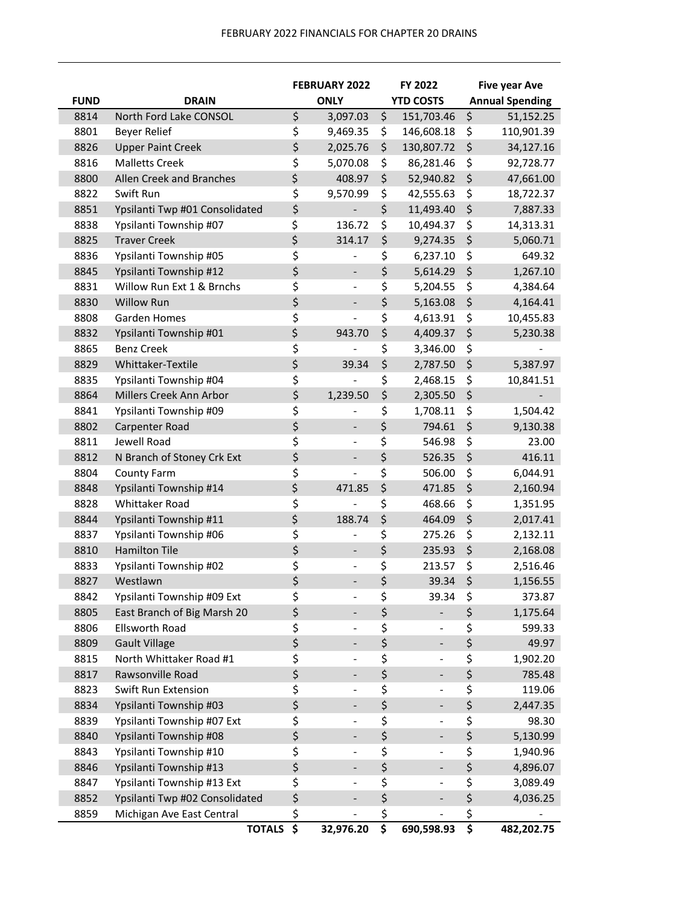# FEBRUARY 2022 FINANCIALS FOR CHAPTER 20 DRAINS

| FUND | DRAIN | FEBRUARY 2022 ONLY | FY 2022 YTD COSTS | Five year Ave Annual Spending |
|---|---|---|---|---|
| 8814 | North Ford Lake CONSOL | $ 3,097.03 | $ 151,703.46 | $ 51,152.25 |
| 8801 | Beyer Relief | $ 9,469.35 | $ 146,608.18 | $ 110,901.39 |
| 8826 | Upper Paint Creek | $ 2,025.76 | $ 130,807.72 | $ 34,127.16 |
| 8816 | Malletts Creek | $ 5,070.08 | $ 86,281.46 | $ 92,728.77 |
| 8800 | Allen Creek and Branches | $ 408.97 | $ 52,940.82 | $ 47,661.00 |
| 8822 | Swift Run | $ 9,570.99 | $ 42,555.63 | $ 18,722.37 |
| 8851 | Ypsilanti Twp #01 Consolidated | $ - | $ 11,493.40 | $ 7,887.33 |
| 8838 | Ypsilanti Township #07 | $ 136.72 | $ 10,494.37 | $ 14,313.31 |
| 8825 | Traver Creek | $ 314.17 | $ 9,274.35 | $ 5,060.71 |
| 8836 | Ypsilanti Township #05 | $ - | $ 6,237.10 | $ 649.32 |
| 8845 | Ypsilanti Township #12 | $ - | $ 5,614.29 | $ 1,267.10 |
| 8831 | Willow Run Ext 1 & Brnchs | $ - | $ 5,204.55 | $ 4,384.64 |
| 8830 | Willow Run | $ - | $ 5,163.08 | $ 4,164.41 |
| 8808 | Garden Homes | $ - | $ 4,613.91 | $ 10,455.83 |
| 8832 | Ypsilanti Township #01 | $ 943.70 | $ 4,409.37 | $ 5,230.38 |
| 8865 | Benz Creek | $ - | $ 3,346.00 | $ - |
| 8829 | Whittaker-Textile | $ 39.34 | $ 2,787.50 | $ 5,387.97 |
| 8835 | Ypsilanti Township #04 | $ - | $ 2,468.15 | $ 10,841.51 |
| 8864 | Millers Creek Ann Arbor | $ 1,239.50 | $ 2,305.50 | $ - |
| 8841 | Ypsilanti Township #09 | $ - | $ 1,708.11 | $ 1,504.42 |
| 8802 | Carpenter Road | $ - | $ 794.61 | $ 9,130.38 |
| 8811 | Jewell Road | $ - | $ 546.98 | $ 23.00 |
| 8812 | N Branch of Stoney Crk Ext | $ - | $ 526.35 | $ 416.11 |
| 8804 | County Farm | $ - | $ 506.00 | $ 6,044.91 |
| 8848 | Ypsilanti Township #14 | $ 471.85 | $ 471.85 | $ 2,160.94 |
| 8828 | Whittaker Road | $ - | $ 468.66 | $ 1,351.95 |
| 8844 | Ypsilanti Township #11 | $ 188.74 | $ 464.09 | $ 2,017.41 |
| 8837 | Ypsilanti Township #06 | $ - | $ 275.26 | $ 2,132.11 |
| 8810 | Hamilton Tile | $ - | $ 235.93 | $ 2,168.08 |
| 8833 | Ypsilanti Township #02 | $ - | $ 213.57 | $ 2,516.46 |
| 8827 | Westlawn | $ - | $ 39.34 | $ 1,156.55 |
| 8842 | Ypsilanti Township #09 Ext | $ - | $ 39.34 | $ 373.87 |
| 8805 | East Branch of Big Marsh 20 | $ - | $ - | $ 1,175.64 |
| 8806 | Ellsworth Road | $ - | $ - | $ 599.33 |
| 8809 | Gault Village | $ - | $ - | $ 49.97 |
| 8815 | North Whittaker Road #1 | $ - | $ - | $ 1,902.20 |
| 8817 | Rawsonville Road | $ - | $ - | $ 785.48 |
| 8823 | Swift Run Extension | $ - | $ - | $ 119.06 |
| 8834 | Ypsilanti Township #03 | $ - | $ - | $ 2,447.35 |
| 8839 | Ypsilanti Township #07 Ext | $ - | $ - | $ 98.30 |
| 8840 | Ypsilanti Township #08 | $ - | $ - | $ 5,130.99 |
| 8843 | Ypsilanti Township #10 | $ - | $ - | $ 1,940.96 |
| 8846 | Ypsilanti Township #13 | $ - | $ - | $ 4,896.07 |
| 8847 | Ypsilanti Township #13 Ext | $ - | $ - | $ 3,089.49 |
| 8852 | Ypsilanti Twp #02 Consolidated | $ - | $ - | $ 4,036.25 |
| 8859 | Michigan Ave East Central | $ - | $ - | $ - |
| | **TOTALS** | **$ 32,976.20** | **$ 690,598.93** | **$ 482,202.75** |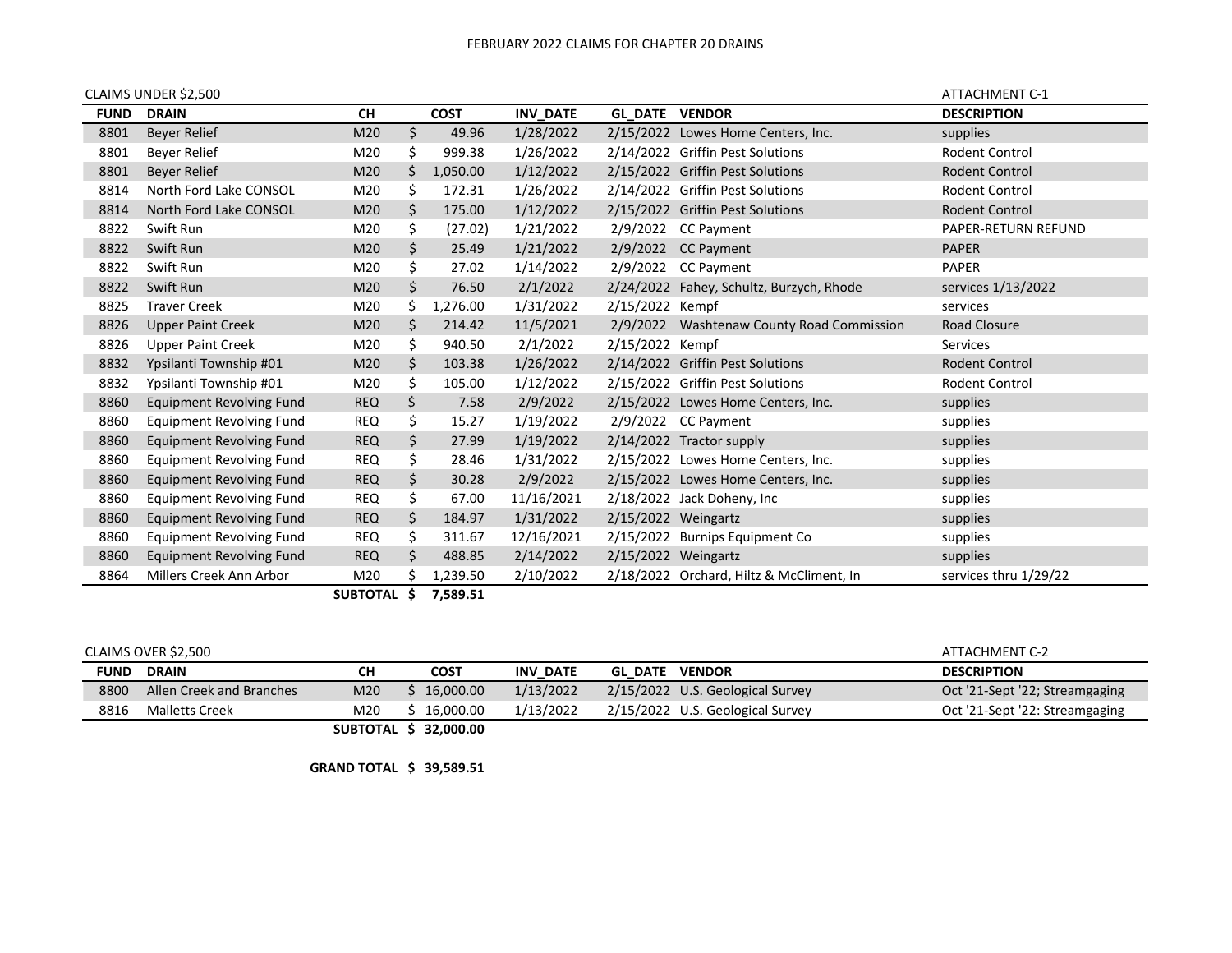# FEBRUARY 2022 CLAIMS FOR CHAPTER 20 DRAINS

CLAIMS UNDER $2,500 — ATTACHMENT C-1

| FUND | DRAIN | CH | COST | INV_DATE | GL_DATE | VENDOR | DESCRIPTION |
|---|---|---|---|---|---|---|---|
| 8801 | Beyer Relief | M20 | $ 49.96 | 1/28/2022 | 2/15/2022 | Lowes Home Centers, Inc. | supplies |
| 8801 | Beyer Relief | M20 | $ 999.38 | 1/26/2022 | 2/14/2022 | Griffin Pest Solutions | Rodent Control |
| 8801 | Beyer Relief | M20 | $ 1,050.00 | 1/12/2022 | 2/15/2022 | Griffin Pest Solutions | Rodent Control |
| 8814 | North Ford Lake CONSOL | M20 | $ 172.31 | 1/26/2022 | 2/14/2022 | Griffin Pest Solutions | Rodent Control |
| 8814 | North Ford Lake CONSOL | M20 | $ 175.00 | 1/12/2022 | 2/15/2022 | Griffin Pest Solutions | Rodent Control |
| 8822 | Swift Run | M20 | $ (27.02) | 1/21/2022 | 2/9/2022 | CC Payment | PAPER-RETURN REFUND |
| 8822 | Swift Run | M20 | $ 25.49 | 1/21/2022 | 2/9/2022 | CC Payment | PAPER |
| 8822 | Swift Run | M20 | $ 27.02 | 1/14/2022 | 2/9/2022 | CC Payment | PAPER |
| 8822 | Swift Run | M20 | $ 76.50 | 2/1/2022 | 2/24/2022 | Fahey, Schultz, Burzych, Rhode | services 1/13/2022 |
| 8825 | Traver Creek | M20 | $ 1,276.00 | 1/31/2022 | 2/15/2022 | Kempf | services |
| 8826 | Upper Paint Creek | M20 | $ 214.42 | 11/5/2021 | 2/9/2022 | Washtenaw County Road Commission | Road Closure |
| 8826 | Upper Paint Creek | M20 | $ 940.50 | 2/1/2022 | 2/15/2022 | Kempf | Services |
| 8832 | Ypsilanti Township #01 | M20 | $ 103.38 | 1/26/2022 | 2/14/2022 | Griffin Pest Solutions | Rodent Control |
| 8832 | Ypsilanti Township #01 | M20 | $ 105.00 | 1/12/2022 | 2/15/2022 | Griffin Pest Solutions | Rodent Control |
| 8860 | Equipment Revolving Fund | REQ | $ 7.58 | 2/9/2022 | 2/15/2022 | Lowes Home Centers, Inc. | supplies |
| 8860 | Equipment Revolving Fund | REQ | $ 15.27 | 1/19/2022 | 2/9/2022 | CC Payment | supplies |
| 8860 | Equipment Revolving Fund | REQ | $ 27.99 | 1/19/2022 | 2/14/2022 | Tractor supply | supplies |
| 8860 | Equipment Revolving Fund | REQ | $ 28.46 | 1/31/2022 | 2/15/2022 | Lowes Home Centers, Inc. | supplies |
| 8860 | Equipment Revolving Fund | REQ | $ 30.28 | 2/9/2022 | 2/15/2022 | Lowes Home Centers, Inc. | supplies |
| 8860 | Equipment Revolving Fund | REQ | $ 67.00 | 11/16/2021 | 2/18/2022 | Jack Doheny, Inc | supplies |
| 8860 | Equipment Revolving Fund | REQ | $ 184.97 | 1/31/2022 | 2/15/2022 | Weingartz | supplies |
| 8860 | Equipment Revolving Fund | REQ | $ 311.67 | 12/16/2021 | 2/15/2022 | Burnips Equipment Co | supplies |
| 8860 | Equipment Revolving Fund | REQ | $ 488.85 | 2/14/2022 | 2/15/2022 | Weingartz | supplies |
| 8864 | Millers Creek Ann Arbor | M20 | $ 1,239.50 | 2/10/2022 | 2/18/2022 | Orchard, Hiltz & McCliment, In | services thru 1/29/22 |
| | | **SUBTOTAL** | **$ 7,589.51** | | | | |

CLAIMS OVER $2,500 — ATTACHMENT C-2

| FUND | DRAIN | CH | COST | INV_DATE | GL_DATE | VENDOR | DESCRIPTION |
|---|---|---|---|---|---|---|---|
| 8800 | Allen Creek and Branches | M20 | $ 16,000.00 | 1/13/2022 | 2/15/2022 | U.S. Geological Survey | Oct '21-Sept '22; Streamgaging |
| 8816 | Malletts Creek | M20 | $ 16,000.00 | 1/13/2022 | 2/15/2022 | U.S. Geological Survey | Oct '21-Sept '22: Streamgaging |
| | | **SUBTOTAL** | **$ 32,000.00** | | | | |

**GRAND TOTAL $ 39,589.51**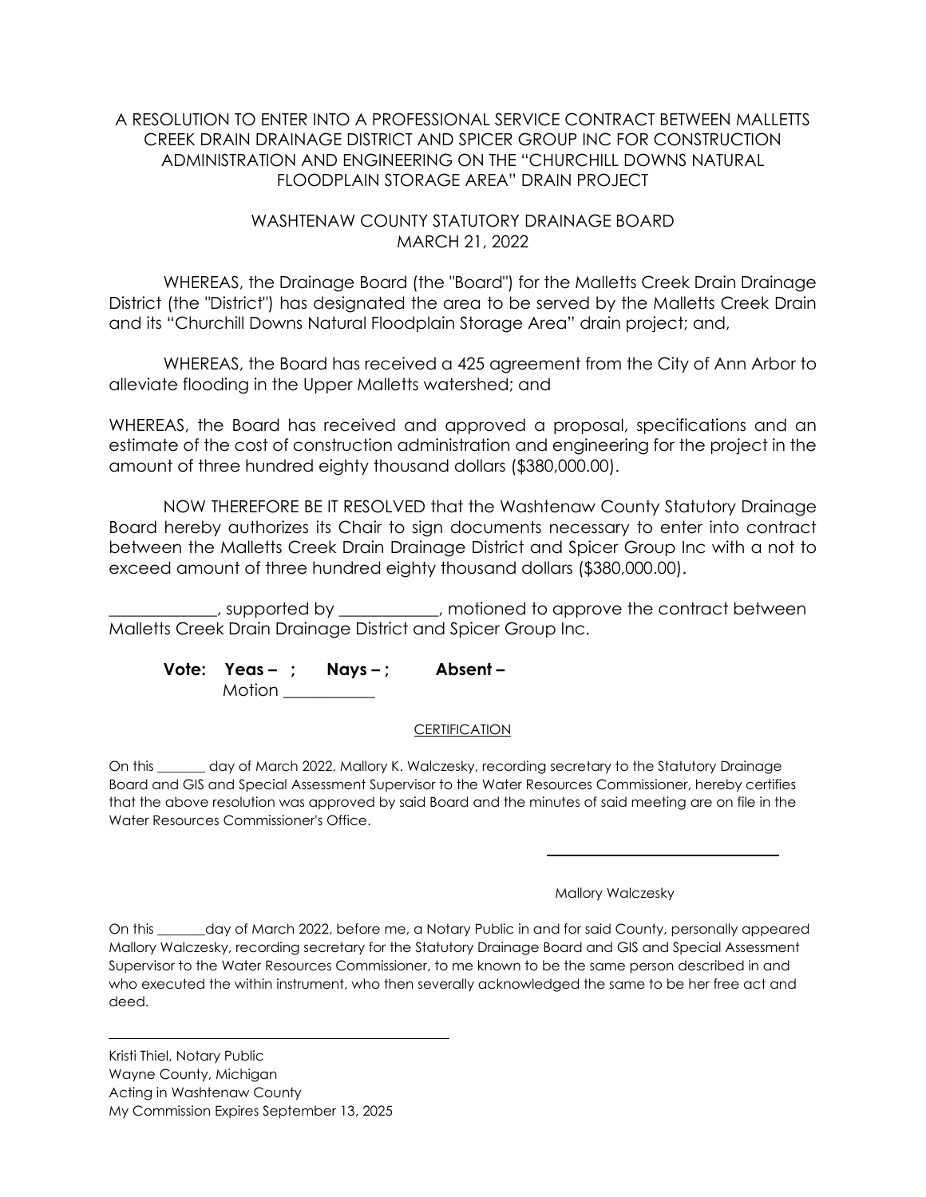A RESOLUTION TO ENTER INTO A PROFESSIONAL SERVICE CONTRACT BETWEEN MALLETTS CREEK DRAIN DRAINAGE DISTRICT AND SPICER GROUP INC FOR CONSTRUCTION ADMINISTRATION AND ENGINEERING ON THE "CHURCHILL DOWNS NATURAL FLOODPLAIN STORAGE AREA" DRAIN PROJECT

WASHTENAW COUNTY STATUTORY DRAINAGE BOARD
MARCH 21, 2022

WHEREAS, the Drainage Board (the "Board") for the Malletts Creek Drain Drainage District (the "District") has designated the area to be served by the Malletts Creek Drain and its "Churchill Downs Natural Floodplain Storage Area" drain project; and,

WHEREAS, the Board has received a 425 agreement from the City of Ann Arbor to alleviate flooding in the Upper Malletts watershed; and

WHEREAS, the Board has received and approved a proposal, specifications and an estimate of the cost of construction administration and engineering for the project in the amount of three hundred eighty thousand dollars ($380,000.00).

NOW THEREFORE BE IT RESOLVED that the Washtenaw County Statutory Drainage Board hereby authorizes its Chair to sign documents necessary to enter into contract between the Malletts Creek Drain Drainage District and Spicer Group Inc with a not to exceed amount of three hundred eighty thousand dollars ($380,000.00).

____________, supported by ___________, motioned to approve the contract between Malletts Creek Drain Drainage District and Spicer Group Inc.

**Vote: Yeas – ; Nays – ; Absent –**
Motion __________

CERTIFICATION

On this _______ day of March 2022, Mallory K. Walczesky, recording secretary to the Statutory Drainage Board and GIS and Special Assessment Supervisor to the Water Resources Commissioner, hereby certifies that the above resolution was approved by said Board and the minutes of said meeting are on file in the Water Resources Commissioner's Office.

______________________________
Mallory Walczesky

On this _______day of March 2022, before me, a Notary Public in and for said County, personally appeared Mallory Walczesky, recording secretary for the Statutory Drainage Board and GIS and Special Assessment Supervisor to the Water Resources Commissioner, to me known to be the same person described in and who executed the within instrument, who then severally acknowledged the same to be her free act and deed.

______________________________
Kristi Thiel, Notary Public
Wayne County, Michigan
Acting in Washtenaw County
My Commission Expires September 13, 2025